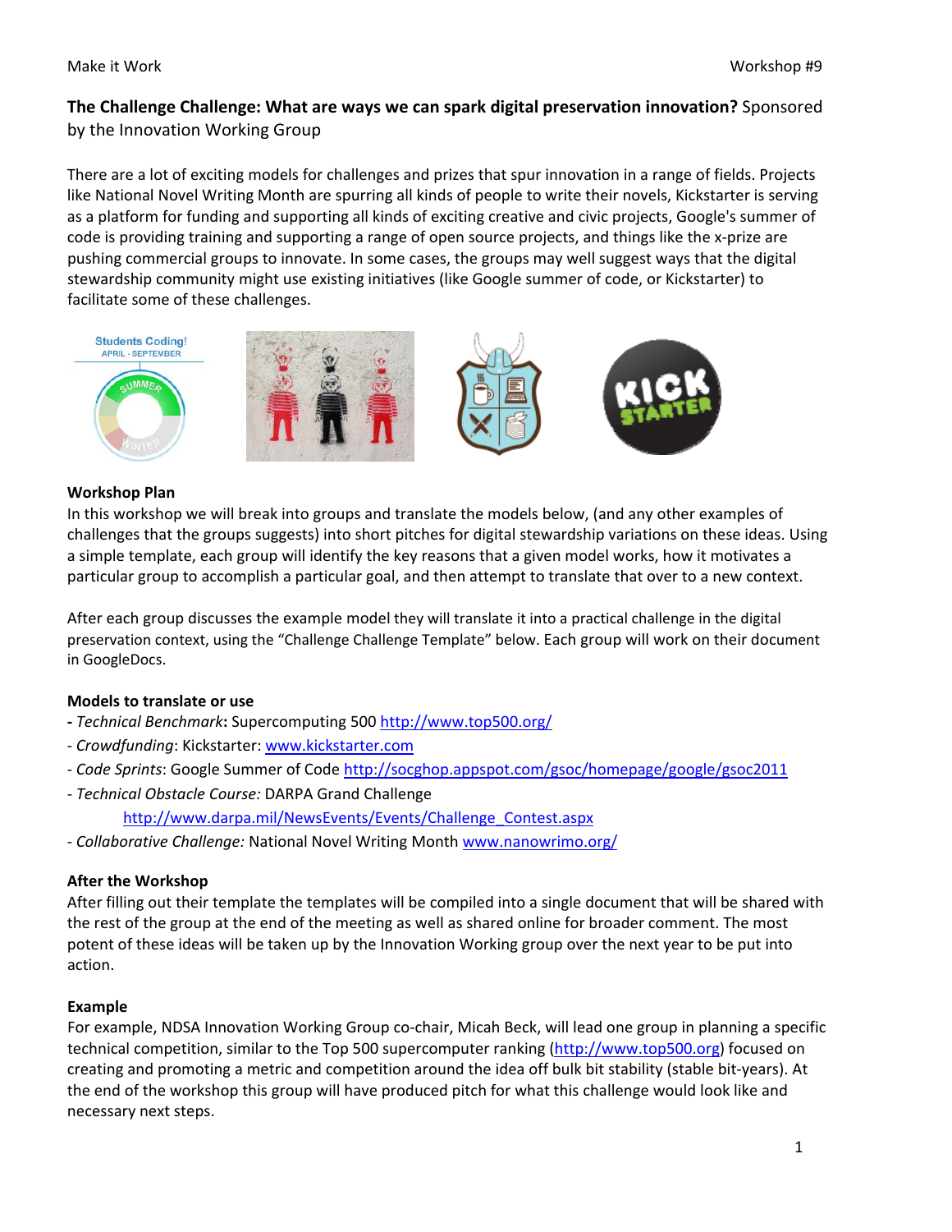**The Challenge Challenge: What are ways we can spark digital preservation innovation?** Sponsored by the Innovation Working Group

There are a lot of exciting models for challenges and prizes that spur innovation in a range of fields. Projects like National Novel Writing Month are spurring all kinds of people to write their novels, Kickstarter is serving as a platform for funding and supporting all kinds of exciting creative and civic projects, Google's summer of code is providing training and supporting a range of open source projects, and things like the x-prize are pushing commercial groups to innovate. In some cases, the groups may well suggest ways that the digital stewardship community might use existing initiatives (like Google summer of code, or Kickstarter) to facilitate some of these challenges.

### Workshop Plan

In this workshop we will break into groups and translate the models below, (and any other examples of challenges that the groups suggests) into short pitches for digital stewardship variations on these ideas. Using a simple template, each group will identify the key reasons that a given model works, how it motivates a particular group to accomplish a particular goal, and then attempt to translate that over to a new context.

After each group discusses the example model they will translate it into a practical challenge in the digital preservation context, using the "Challenge Challenge Template" below. Each group will work on their document in GoogleDocs.

### Models to translate or use

- *Technical Benchmark*: Supercomputing 500 http://www.top500.org/
- *Crowdfunding*: Kickstarter: www.kickstarter.com
- *Code Sprints*: Google Summer of Code http://socghop.appspot.com/gsoc/homepage/google/gsoc2011
- *Technical Obstacle Course:* DARPA Grand Challenge http://www.darpa.mil/NewsEvents/Events/Challenge_Contest.aspx
- *Collaborative Challenge:* National Novel Writing Month www.nanowrimo.org/

### After the Workshop

After filling out their template the templates will be compiled into a single document that will be shared with the rest of the group at the end of the meeting as well as shared online for broader comment. The most potent of these ideas will be taken up by the Innovation Working group over the next year to be put into action.

### Example

For example, NDSA Innovation Working Group co-chair, Micah Beck, will lead one group in planning a specific technical competition, similar to the Top 500 supercomputer ranking (http://www.top500.org) focused on creating and promoting a metric and competition around the idea off bulk bit stability (stable bit-years). At the end of the workshop this group will have produced pitch for what this challenge would look like and necessary next steps.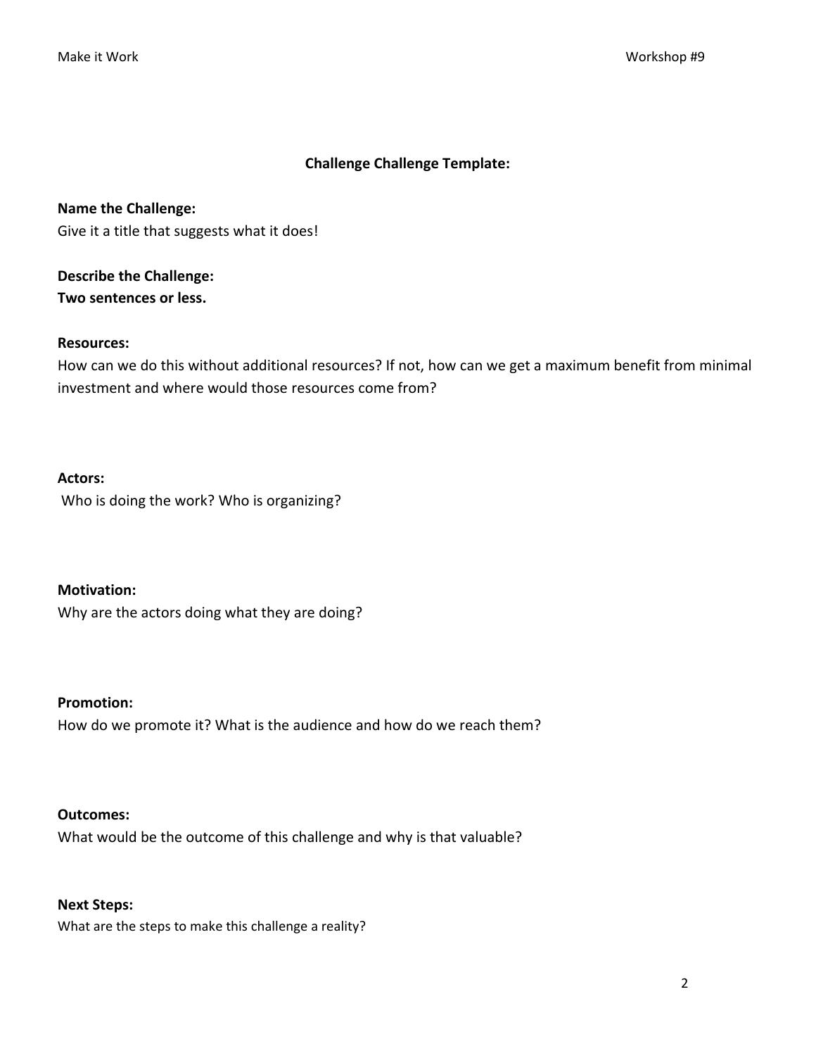## Challenge Challenge Template:

**Name the Challenge:**
Give it a title that suggests what it does!

**Describe the Challenge:**
**Two sentences or less.**

**Resources:**
How can we do this without additional resources? If not, how can we get a maximum benefit from minimal investment and where would those resources come from?

**Actors:**
Who is doing the work? Who is organizing?

**Motivation:**
Why are the actors doing what they are doing?

**Promotion:**
How do we promote it? What is the audience and how do we reach them?

**Outcomes:**
What would be the outcome of this challenge and why is that valuable?

**Next Steps:**
What are the steps to make this challenge a reality?